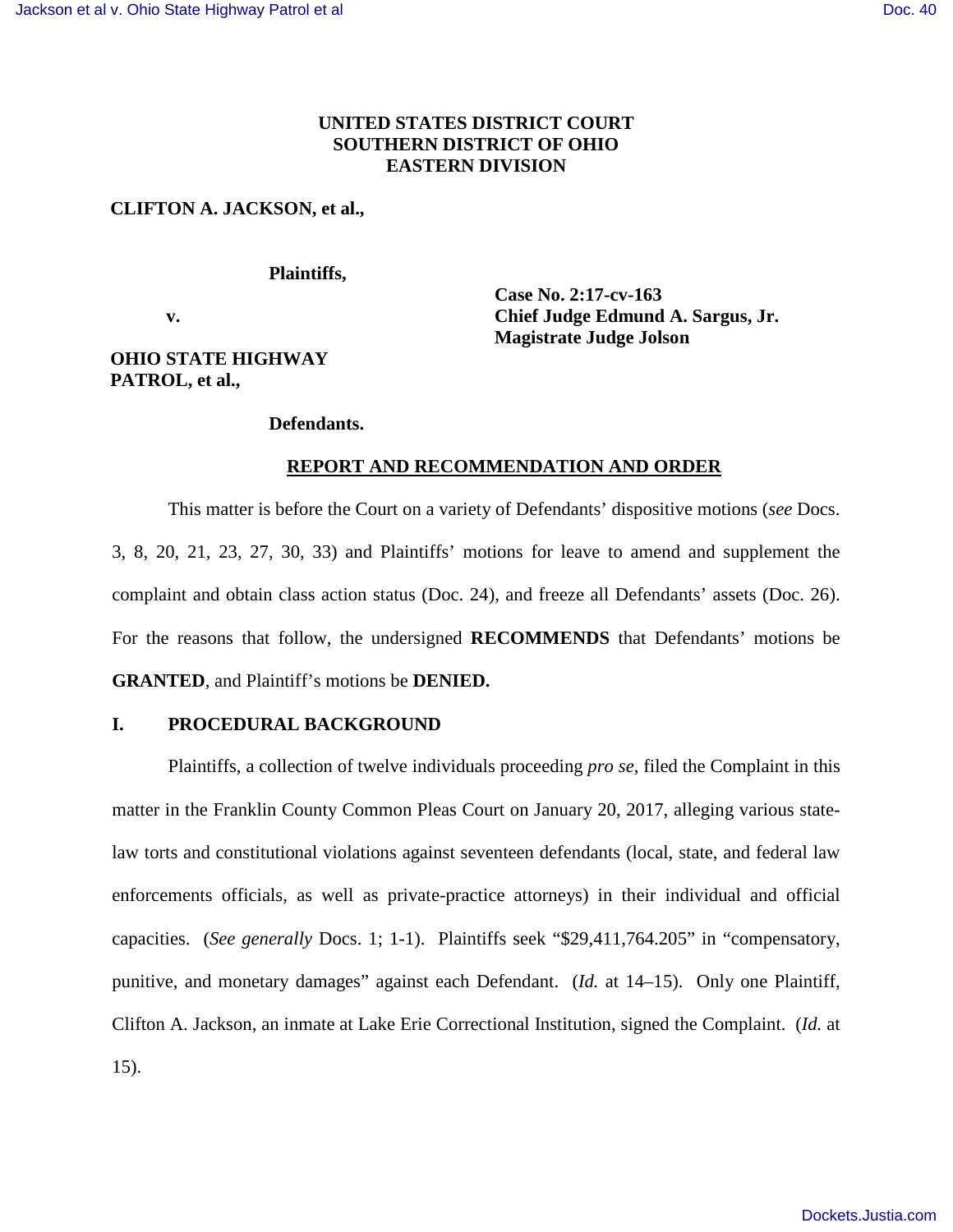**UNITED STATES DISTRICT COURT**
**SOUTHERN DISTRICT OF OHIO**
**EASTERN DIVISION**

**CLIFTON A. JACKSON, et al.,**

**Plaintiffs,**

**v.**

**OHIO STATE HIGHWAY PATROL, et al.,**

**Defendants.**

**Case No. 2:17-cv-163**
**Chief Judge Edmund A. Sargus, Jr.**
**Magistrate Judge Jolson**

**REPORT AND RECOMMENDATION AND ORDER**

This matter is before the Court on a variety of Defendants' dispositive motions (*see* Docs. 3, 8, 20, 21, 23, 27, 30, 33) and Plaintiffs' motions for leave to amend and supplement the complaint and obtain class action status (Doc. 24), and freeze all Defendants' assets (Doc. 26). For the reasons that follow, the undersigned **RECOMMENDS** that Defendants' motions be **GRANTED**, and Plaintiff's motions be **DENIED.**

## I. PROCEDURAL BACKGROUND

Plaintiffs, a collection of twelve individuals proceeding *pro se*, filed the Complaint in this matter in the Franklin County Common Pleas Court on January 20, 2017, alleging various state-law torts and constitutional violations against seventeen defendants (local, state, and federal law enforcements officials, as well as private-practice attorneys) in their individual and official capacities. (*See generally* Docs. 1; 1-1). Plaintiffs seek "$29,411,764.205" in "compensatory, punitive, and monetary damages" against each Defendant. (*Id.* at 14–15). Only one Plaintiff, Clifton A. Jackson, an inmate at Lake Erie Correctional Institution, signed the Complaint. (*Id.* at 15).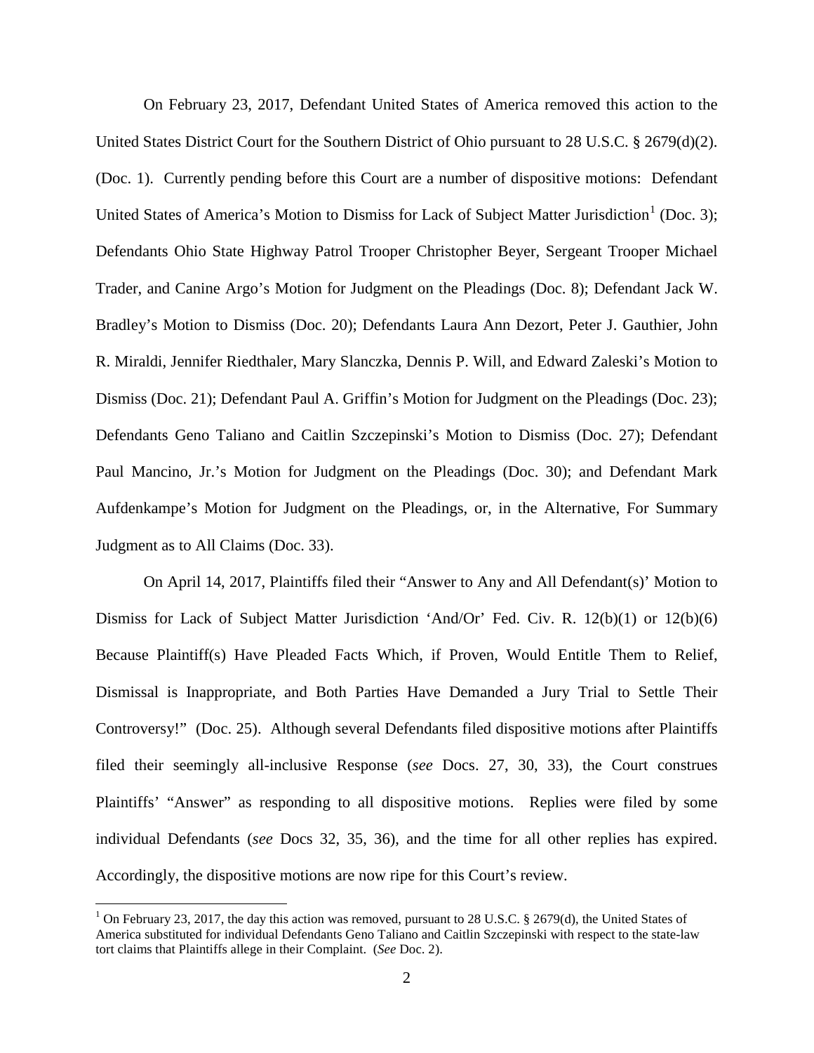On February 23, 2017, Defendant United States of America removed this action to the United States District Court for the Southern District of Ohio pursuant to 28 U.S.C. § 2679(d)(2). (Doc. 1). Currently pending before this Court are a number of dispositive motions: Defendant United States of America's Motion to Dismiss for Lack of Subject Matter Jurisdiction[1] (Doc. 3); Defendants Ohio State Highway Patrol Trooper Christopher Beyer, Sergeant Trooper Michael Trader, and Canine Argo's Motion for Judgment on the Pleadings (Doc. 8); Defendant Jack W. Bradley's Motion to Dismiss (Doc. 20); Defendants Laura Ann Dezort, Peter J. Gauthier, John R. Miraldi, Jennifer Riedthaler, Mary Slanczka, Dennis P. Will, and Edward Zaleski's Motion to Dismiss (Doc. 21); Defendant Paul A. Griffin's Motion for Judgment on the Pleadings (Doc. 23); Defendants Geno Taliano and Caitlin Szczepinski's Motion to Dismiss (Doc. 27); Defendant Paul Mancino, Jr.'s Motion for Judgment on the Pleadings (Doc. 30); and Defendant Mark Aufdenkampe's Motion for Judgment on the Pleadings, or, in the Alternative, For Summary Judgment as to All Claims (Doc. 33).

On April 14, 2017, Plaintiffs filed their "Answer to Any and All Defendant(s)' Motion to Dismiss for Lack of Subject Matter Jurisdiction 'And/Or' Fed. Civ. R. 12(b)(1) or 12(b)(6) Because Plaintiff(s) Have Pleaded Facts Which, if Proven, Would Entitle Them to Relief, Dismissal is Inappropriate, and Both Parties Have Demanded a Jury Trial to Settle Their Controversy!" (Doc. 25). Although several Defendants filed dispositive motions after Plaintiffs filed their seemingly all-inclusive Response (*see* Docs. 27, 30, 33), the Court construes Plaintiffs' "Answer" as responding to all dispositive motions. Replies were filed by some individual Defendants (*see* Docs 32, 35, 36), and the time for all other replies has expired. Accordingly, the dispositive motions are now ripe for this Court's review.

[1] On February 23, 2017, the day this action was removed, pursuant to 28 U.S.C. § 2679(d), the United States of America substituted for individual Defendants Geno Taliano and Caitlin Szczepinski with respect to the state-law tort claims that Plaintiffs allege in their Complaint. (*See* Doc. 2).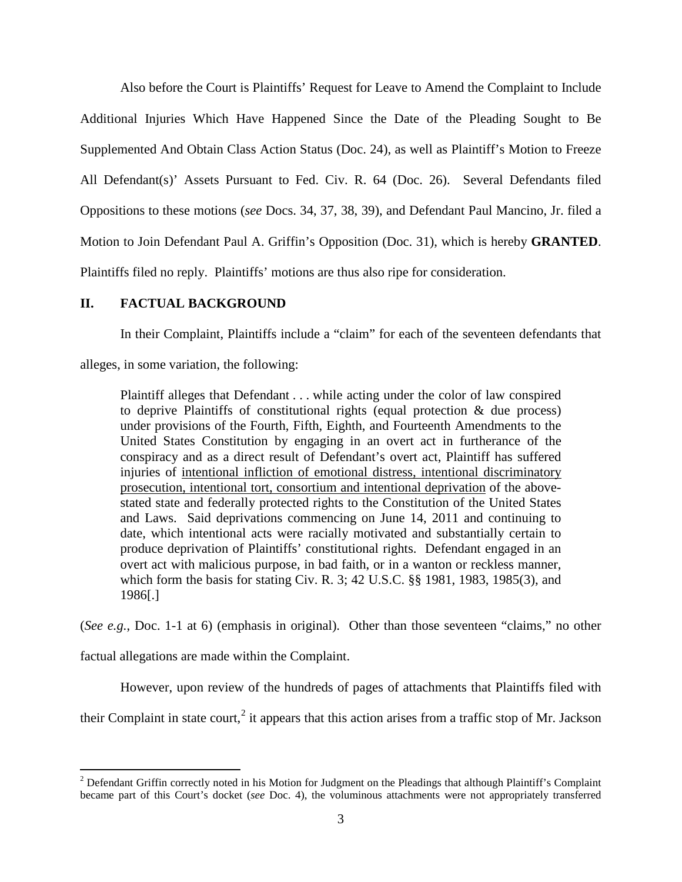Also before the Court is Plaintiffs' Request for Leave to Amend the Complaint to Include Additional Injuries Which Have Happened Since the Date of the Pleading Sought to Be Supplemented And Obtain Class Action Status (Doc. 24), as well as Plaintiff's Motion to Freeze All Defendant(s)' Assets Pursuant to Fed. Civ. R. 64 (Doc. 26). Several Defendants filed Oppositions to these motions (*see* Docs. 34, 37, 38, 39), and Defendant Paul Mancino, Jr. filed a Motion to Join Defendant Paul A. Griffin's Opposition (Doc. 31), which is hereby **GRANTED**. Plaintiffs filed no reply. Plaintiffs' motions are thus also ripe for consideration.

## II. FACTUAL BACKGROUND

In their Complaint, Plaintiffs include a "claim" for each of the seventeen defendants that alleges, in some variation, the following:

> Plaintiff alleges that Defendant . . . while acting under the color of law conspired to deprive Plaintiffs of constitutional rights (equal protection & due process) under provisions of the Fourth, Fifth, Eighth, and Fourteenth Amendments to the United States Constitution by engaging in an overt act in furtherance of the conspiracy and as a direct result of Defendant's overt act, Plaintiff has suffered injuries of <u>intentional infliction of emotional distress, intentional discriminatory prosecution, intentional tort, consortium and intentional deprivation</u> of the above-stated state and federally protected rights to the Constitution of the United States and Laws. Said deprivations commencing on June 14, 2011 and continuing to date, which intentional acts were racially motivated and substantially certain to produce deprivation of Plaintiffs' constitutional rights. Defendant engaged in an overt act with malicious purpose, in bad faith, or in a wanton or reckless manner, which form the basis for stating Civ. R. 3; 42 U.S.C. §§ 1981, 1983, 1985(3), and 1986[.]

(*See e.g.*, Doc. 1-1 at 6) (emphasis in original). Other than those seventeen "claims," no other factual allegations are made within the Complaint.

However, upon review of the hundreds of pages of attachments that Plaintiffs filed with their Complaint in state court,[2] it appears that this action arises from a traffic stop of Mr. Jackson

[2] Defendant Griffin correctly noted in his Motion for Judgment on the Pleadings that although Plaintiff's Complaint became part of this Court's docket (*see* Doc. 4), the voluminous attachments were not appropriately transferred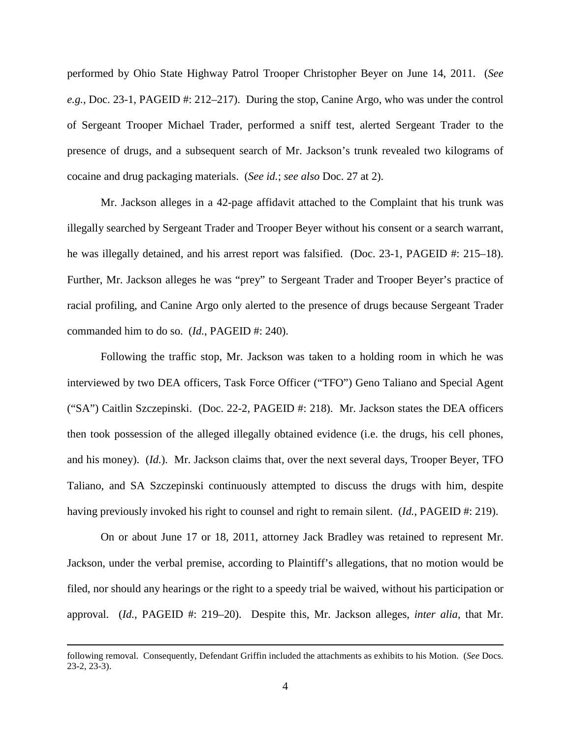performed by Ohio State Highway Patrol Trooper Christopher Beyer on June 14, 2011. (*See e.g.*, Doc. 23-1, PAGEID #: 212–217). During the stop, Canine Argo, who was under the control of Sergeant Trooper Michael Trader, performed a sniff test, alerted Sergeant Trader to the presence of drugs, and a subsequent search of Mr. Jackson's trunk revealed two kilograms of cocaine and drug packaging materials. (*See id.*; *see also* Doc. 27 at 2).

Mr. Jackson alleges in a 42-page affidavit attached to the Complaint that his trunk was illegally searched by Sergeant Trader and Trooper Beyer without his consent or a search warrant, he was illegally detained, and his arrest report was falsified. (Doc. 23-1, PAGEID #: 215–18). Further, Mr. Jackson alleges he was "prey" to Sergeant Trader and Trooper Beyer's practice of racial profiling, and Canine Argo only alerted to the presence of drugs because Sergeant Trader commanded him to do so. (*Id.*, PAGEID #: 240).

Following the traffic stop, Mr. Jackson was taken to a holding room in which he was interviewed by two DEA officers, Task Force Officer ("TFO") Geno Taliano and Special Agent ("SA") Caitlin Szczepinski. (Doc. 22-2, PAGEID #: 218). Mr. Jackson states the DEA officers then took possession of the alleged illegally obtained evidence (i.e. the drugs, his cell phones, and his money). (*Id.*). Mr. Jackson claims that, over the next several days, Trooper Beyer, TFO Taliano, and SA Szczepinski continuously attempted to discuss the drugs with him, despite having previously invoked his right to counsel and right to remain silent. (*Id.*, PAGEID #: 219).

On or about June 17 or 18, 2011, attorney Jack Bradley was retained to represent Mr. Jackson, under the verbal premise, according to Plaintiff's allegations, that no motion would be filed, nor should any hearings or the right to a speedy trial be waived, without his participation or approval. (*Id.*, PAGEID #: 219–20). Despite this, Mr. Jackson alleges, *inter alia*, that Mr.

---

following removal. Consequently, Defendant Griffin included the attachments as exhibits to his Motion. (*See* Docs. 23-2, 23-3).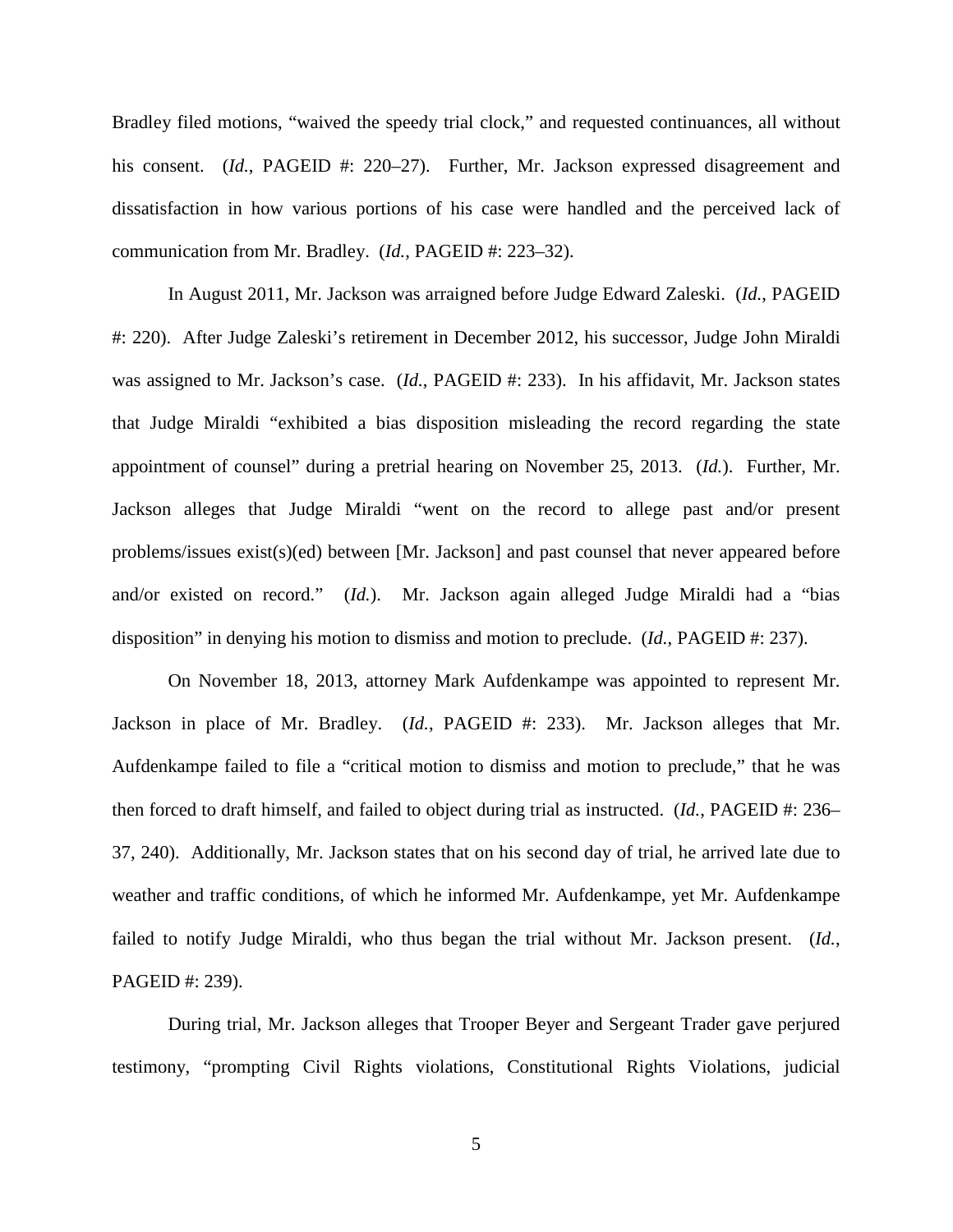Bradley filed motions, "waived the speedy trial clock," and requested continuances, all without his consent. (*Id.*, PAGEID #: 220–27). Further, Mr. Jackson expressed disagreement and dissatisfaction in how various portions of his case were handled and the perceived lack of communication from Mr. Bradley. (*Id.*, PAGEID #: 223–32).

In August 2011, Mr. Jackson was arraigned before Judge Edward Zaleski. (*Id.*, PAGEID #: 220). After Judge Zaleski's retirement in December 2012, his successor, Judge John Miraldi was assigned to Mr. Jackson's case. (*Id.*, PAGEID #: 233). In his affidavit, Mr. Jackson states that Judge Miraldi "exhibited a bias disposition misleading the record regarding the state appointment of counsel" during a pretrial hearing on November 25, 2013. (*Id.*). Further, Mr. Jackson alleges that Judge Miraldi "went on the record to allege past and/or present problems/issues exist(s)(ed) between [Mr. Jackson] and past counsel that never appeared before and/or existed on record." (*Id.*). Mr. Jackson again alleged Judge Miraldi had a "bias disposition" in denying his motion to dismiss and motion to preclude. (*Id.*, PAGEID #: 237).

On November 18, 2013, attorney Mark Aufdenkampe was appointed to represent Mr. Jackson in place of Mr. Bradley. (*Id.*, PAGEID #: 233). Mr. Jackson alleges that Mr. Aufdenkampe failed to file a "critical motion to dismiss and motion to preclude," that he was then forced to draft himself, and failed to object during trial as instructed. (*Id.*, PAGEID #: 236–37, 240). Additionally, Mr. Jackson states that on his second day of trial, he arrived late due to weather and traffic conditions, of which he informed Mr. Aufdenkampe, yet Mr. Aufdenkampe failed to notify Judge Miraldi, who thus began the trial without Mr. Jackson present. (*Id.*, PAGEID #: 239).

During trial, Mr. Jackson alleges that Trooper Beyer and Sergeant Trader gave perjured testimony, "prompting Civil Rights violations, Constitutional Rights Violations, judicial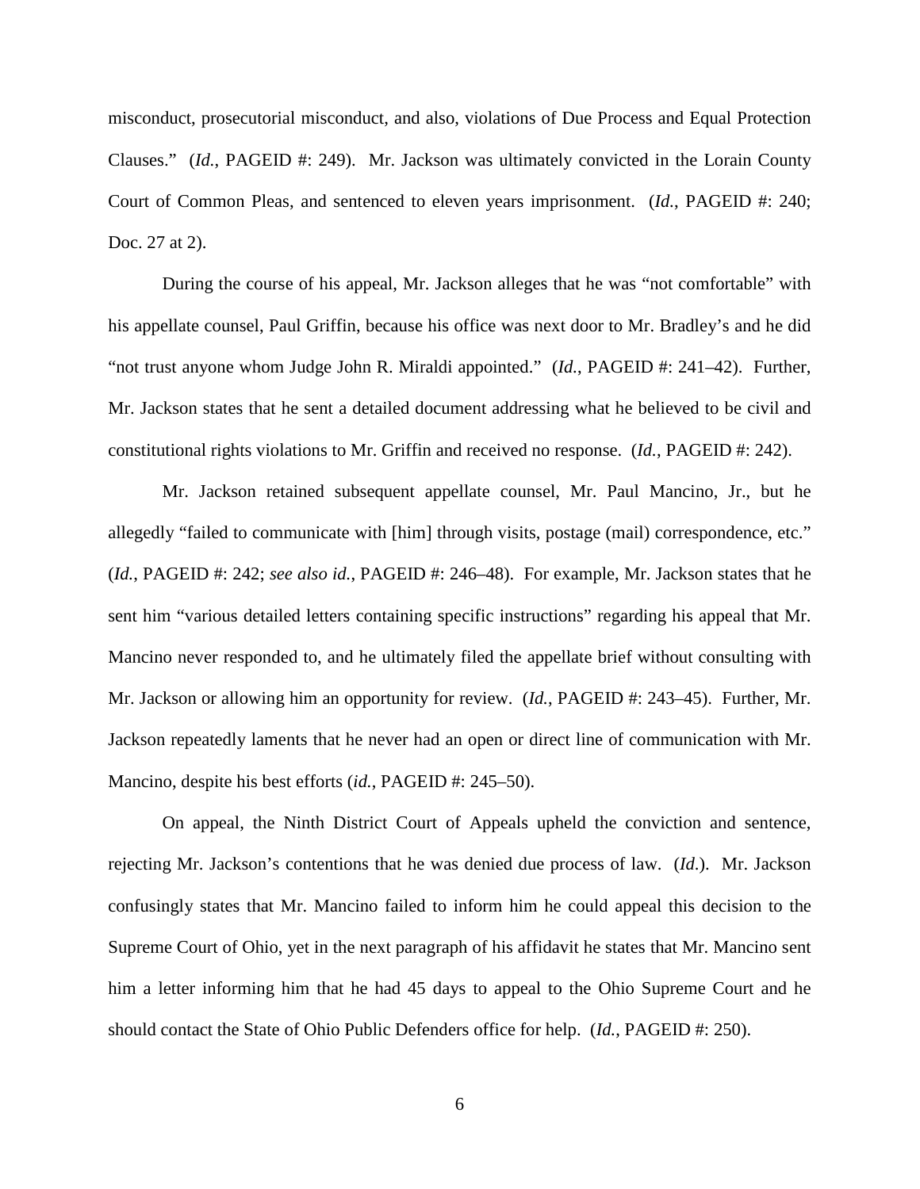misconduct, prosecutorial misconduct, and also, violations of Due Process and Equal Protection Clauses." (*Id.*, PAGEID #: 249). Mr. Jackson was ultimately convicted in the Lorain County Court of Common Pleas, and sentenced to eleven years imprisonment. (*Id.*, PAGEID #: 240; Doc. 27 at 2).

During the course of his appeal, Mr. Jackson alleges that he was "not comfortable" with his appellate counsel, Paul Griffin, because his office was next door to Mr. Bradley's and he did "not trust anyone whom Judge John R. Miraldi appointed." (*Id.*, PAGEID #: 241–42). Further, Mr. Jackson states that he sent a detailed document addressing what he believed to be civil and constitutional rights violations to Mr. Griffin and received no response. (*Id.*, PAGEID #: 242).

Mr. Jackson retained subsequent appellate counsel, Mr. Paul Mancino, Jr., but he allegedly "failed to communicate with [him] through visits, postage (mail) correspondence, etc." (*Id.*, PAGEID #: 242; *see also id.*, PAGEID #: 246–48). For example, Mr. Jackson states that he sent him "various detailed letters containing specific instructions" regarding his appeal that Mr. Mancino never responded to, and he ultimately filed the appellate brief without consulting with Mr. Jackson or allowing him an opportunity for review. (*Id.*, PAGEID #: 243–45). Further, Mr. Jackson repeatedly laments that he never had an open or direct line of communication with Mr. Mancino, despite his best efforts (*id.*, PAGEID #: 245–50).

On appeal, the Ninth District Court of Appeals upheld the conviction and sentence, rejecting Mr. Jackson's contentions that he was denied due process of law. (*Id.*). Mr. Jackson confusingly states that Mr. Mancino failed to inform him he could appeal this decision to the Supreme Court of Ohio, yet in the next paragraph of his affidavit he states that Mr. Mancino sent him a letter informing him that he had 45 days to appeal to the Ohio Supreme Court and he should contact the State of Ohio Public Defenders office for help. (*Id.*, PAGEID #: 250).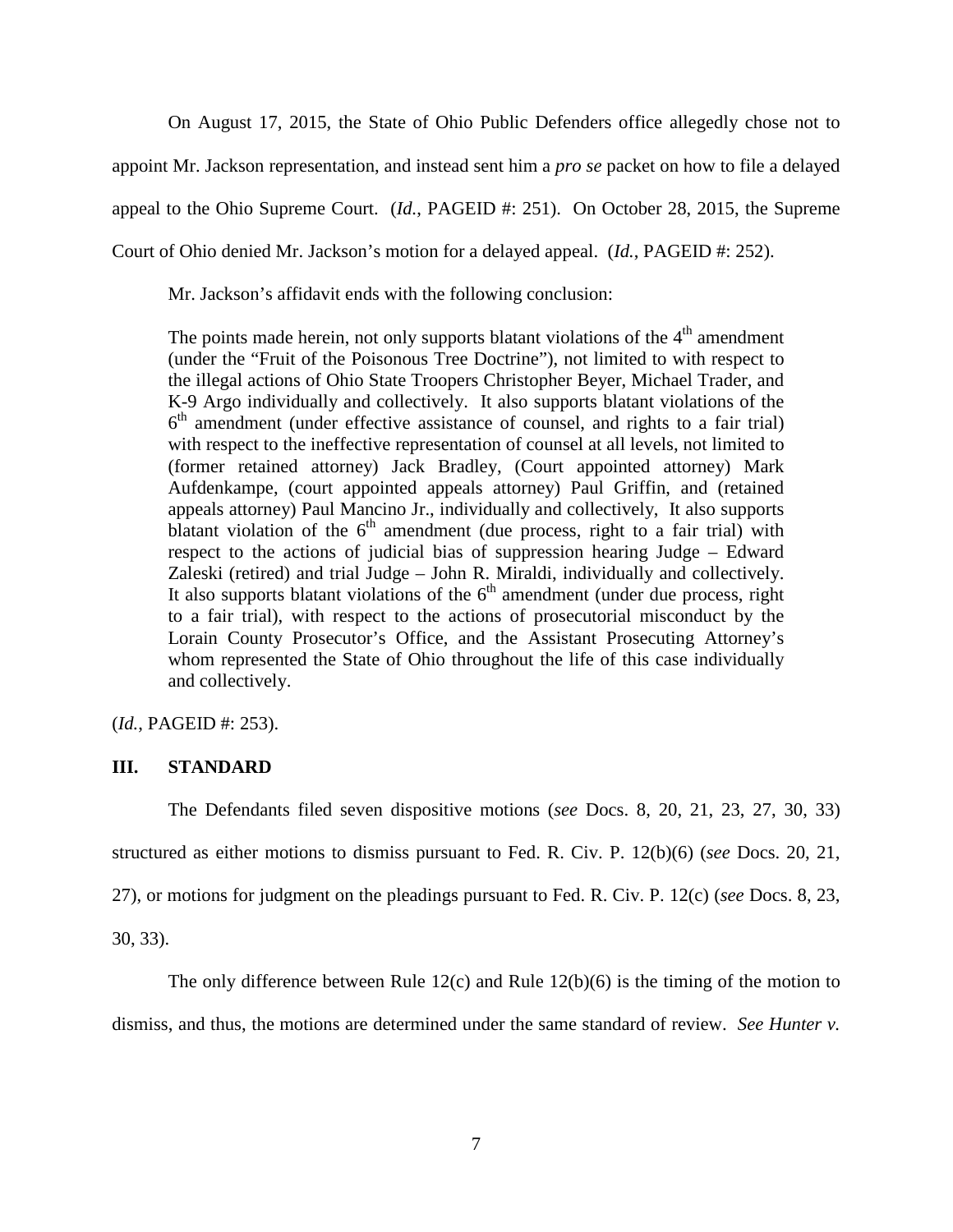On August 17, 2015, the State of Ohio Public Defenders office allegedly chose not to appoint Mr. Jackson representation, and instead sent him a *pro se* packet on how to file a delayed appeal to the Ohio Supreme Court. (*Id.*, PAGEID #: 251). On October 28, 2015, the Supreme Court of Ohio denied Mr. Jackson's motion for a delayed appeal. (*Id.*, PAGEID #: 252).

Mr. Jackson's affidavit ends with the following conclusion:

> The points made herein, not only supports blatant violations of the 4th amendment (under the "Fruit of the Poisonous Tree Doctrine"), not limited to with respect to the illegal actions of Ohio State Troopers Christopher Beyer, Michael Trader, and K-9 Argo individually and collectively. It also supports blatant violations of the 6th amendment (under effective assistance of counsel, and rights to a fair trial) with respect to the ineffective representation of counsel at all levels, not limited to (former retained attorney) Jack Bradley, (Court appointed attorney) Mark Aufdenkampe, (court appointed appeals attorney) Paul Griffin, and (retained appeals attorney) Paul Mancino Jr., individually and collectively, It also supports blatant violation of the 6th amendment (due process, right to a fair trial) with respect to the actions of judicial bias of suppression hearing Judge – Edward Zaleski (retired) and trial Judge – John R. Miraldi, individually and collectively. It also supports blatant violations of the 6th amendment (under due process, right to a fair trial), with respect to the actions of prosecutorial misconduct by the Lorain County Prosecutor's Office, and the Assistant Prosecuting Attorney's whom represented the State of Ohio throughout the life of this case individually and collectively.

(*Id.*, PAGEID #: 253).

## III. STANDARD

The Defendants filed seven dispositive motions (*see* Docs. 8, 20, 21, 23, 27, 30, 33) structured as either motions to dismiss pursuant to Fed. R. Civ. P. 12(b)(6) (*see* Docs. 20, 21, 27), or motions for judgment on the pleadings pursuant to Fed. R. Civ. P. 12(c) (*see* Docs. 8, 23, 30, 33).

The only difference between Rule 12(c) and Rule 12(b)(6) is the timing of the motion to dismiss, and thus, the motions are determined under the same standard of review. *See Hunter v.*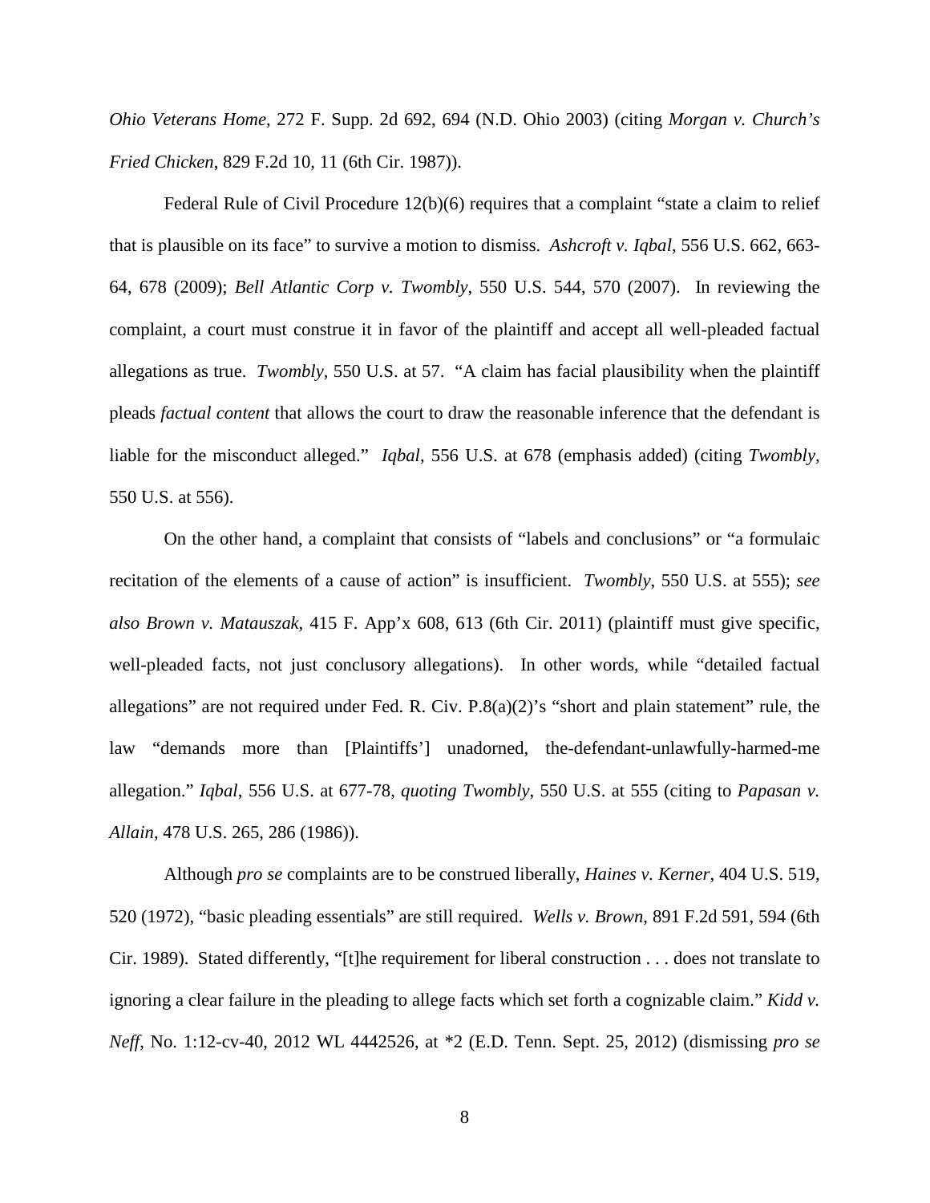*Ohio Veterans Home*, 272 F. Supp. 2d 692, 694 (N.D. Ohio 2003) (citing *Morgan v. Church's Fried Chicken*, 829 F.2d 10, 11 (6th Cir. 1987)).

Federal Rule of Civil Procedure 12(b)(6) requires that a complaint "state a claim to relief that is plausible on its face" to survive a motion to dismiss. *Ashcroft v. Iqbal*, 556 U.S. 662, 663-64, 678 (2009); *Bell Atlantic Corp v. Twombly*, 550 U.S. 544, 570 (2007). In reviewing the complaint, a court must construe it in favor of the plaintiff and accept all well-pleaded factual allegations as true. *Twombly*, 550 U.S. at 57. "A claim has facial plausibility when the plaintiff pleads *factual content* that allows the court to draw the reasonable inference that the defendant is liable for the misconduct alleged." *Iqbal*, 556 U.S. at 678 (emphasis added) (citing *Twombly*, 550 U.S. at 556).

On the other hand, a complaint that consists of "labels and conclusions" or "a formulaic recitation of the elements of a cause of action" is insufficient. *Twombly*, 550 U.S. at 555); *see also Brown v. Matauszak*, 415 F. App'x 608, 613 (6th Cir. 2011) (plaintiff must give specific, well-pleaded facts, not just conclusory allegations). In other words, while "detailed factual allegations" are not required under Fed. R. Civ. P.8(a)(2)'s "short and plain statement" rule, the law "demands more than [Plaintiffs'] unadorned, the-defendant-unlawfully-harmed-me allegation." *Iqbal*, 556 U.S. at 677-78, *quoting Twombly*, 550 U.S. at 555 (citing to *Papasan v. Allain*, 478 U.S. 265, 286 (1986)).

Although *pro se* complaints are to be construed liberally, *Haines v. Kerner*, 404 U.S. 519, 520 (1972), "basic pleading essentials" are still required. *Wells v. Brown*, 891 F.2d 591, 594 (6th Cir. 1989). Stated differently, "[t]he requirement for liberal construction . . . does not translate to ignoring a clear failure in the pleading to allege facts which set forth a cognizable claim." *Kidd v. Neff*, No. 1:12-cv-40, 2012 WL 4442526, at *2 (E.D. Tenn. Sept. 25, 2012) (dismissing *pro se*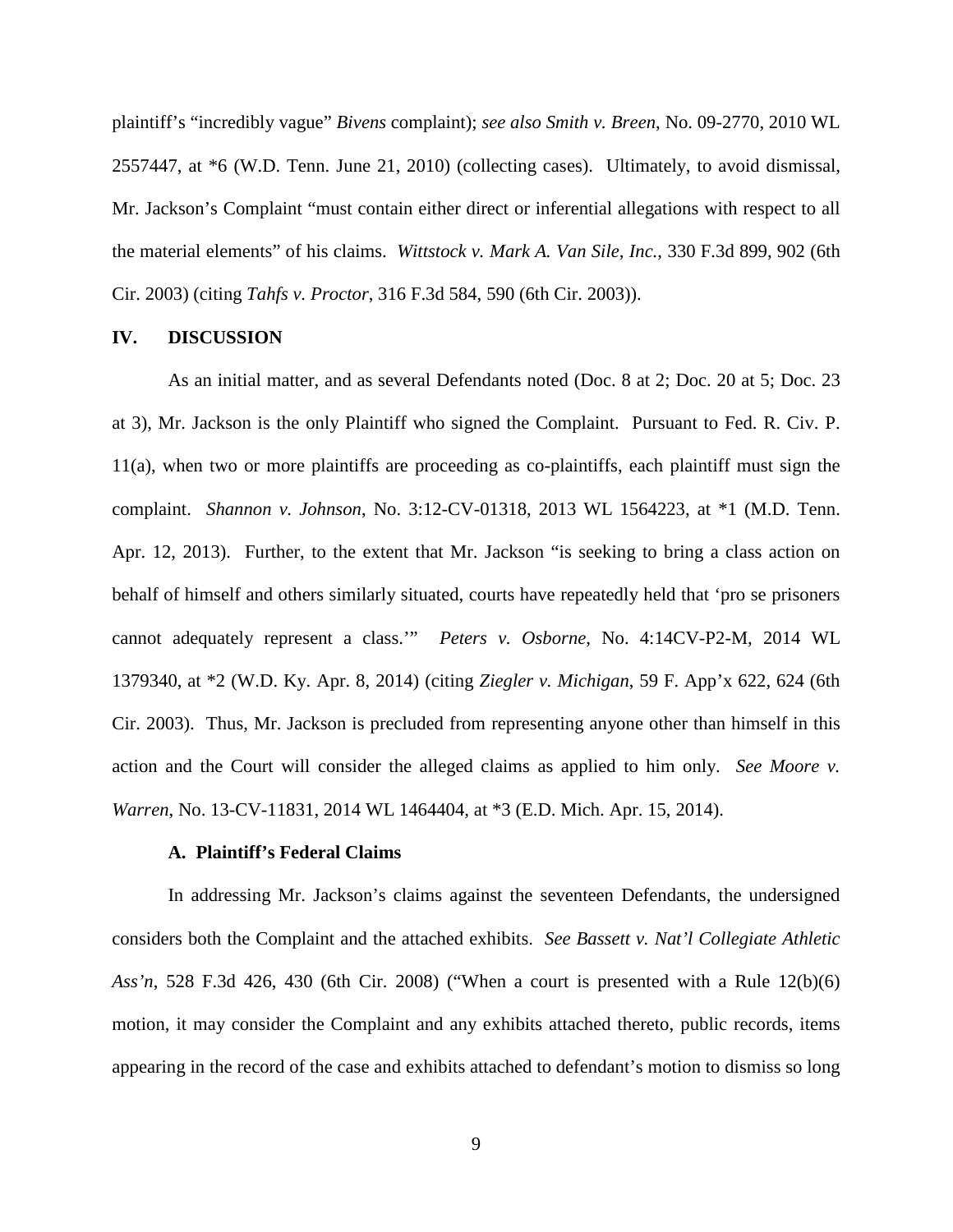plaintiff's "incredibly vague" *Bivens* complaint); *see also Smith v. Breen*, No. 09-2770, 2010 WL 2557447, at *6 (W.D. Tenn. June 21, 2010) (collecting cases). Ultimately, to avoid dismissal, Mr. Jackson's Complaint "must contain either direct or inferential allegations with respect to all the material elements" of his claims. *Wittstock v. Mark A. Van Sile, Inc.*, 330 F.3d 899, 902 (6th Cir. 2003) (citing *Tahfs v. Proctor*, 316 F.3d 584, 590 (6th Cir. 2003)).

## IV. DISCUSSION

As an initial matter, and as several Defendants noted (Doc. 8 at 2; Doc. 20 at 5; Doc. 23 at 3), Mr. Jackson is the only Plaintiff who signed the Complaint. Pursuant to Fed. R. Civ. P. 11(a), when two or more plaintiffs are proceeding as co-plaintiffs, each plaintiff must sign the complaint. *Shannon v. Johnson*, No. 3:12-CV-01318, 2013 WL 1564223, at *1 (M.D. Tenn. Apr. 12, 2013). Further, to the extent that Mr. Jackson "is seeking to bring a class action on behalf of himself and others similarly situated, courts have repeatedly held that 'pro se prisoners cannot adequately represent a class.'" *Peters v. Osborne*, No. 4:14CV-P2-M, 2014 WL 1379340, at *2 (W.D. Ky. Apr. 8, 2014) (citing *Ziegler v. Michigan*, 59 F. App'x 622, 624 (6th Cir. 2003). Thus, Mr. Jackson is precluded from representing anyone other than himself in this action and the Court will consider the alleged claims as applied to him only. *See Moore v. Warren*, No. 13-CV-11831, 2014 WL 1464404, at *3 (E.D. Mich. Apr. 15, 2014).

### A. Plaintiff's Federal Claims

In addressing Mr. Jackson's claims against the seventeen Defendants, the undersigned considers both the Complaint and the attached exhibits. *See Bassett v. Nat'l Collegiate Athletic Ass'n*, 528 F.3d 426, 430 (6th Cir. 2008) ("When a court is presented with a Rule 12(b)(6) motion, it may consider the Complaint and any exhibits attached thereto, public records, items appearing in the record of the case and exhibits attached to defendant's motion to dismiss so long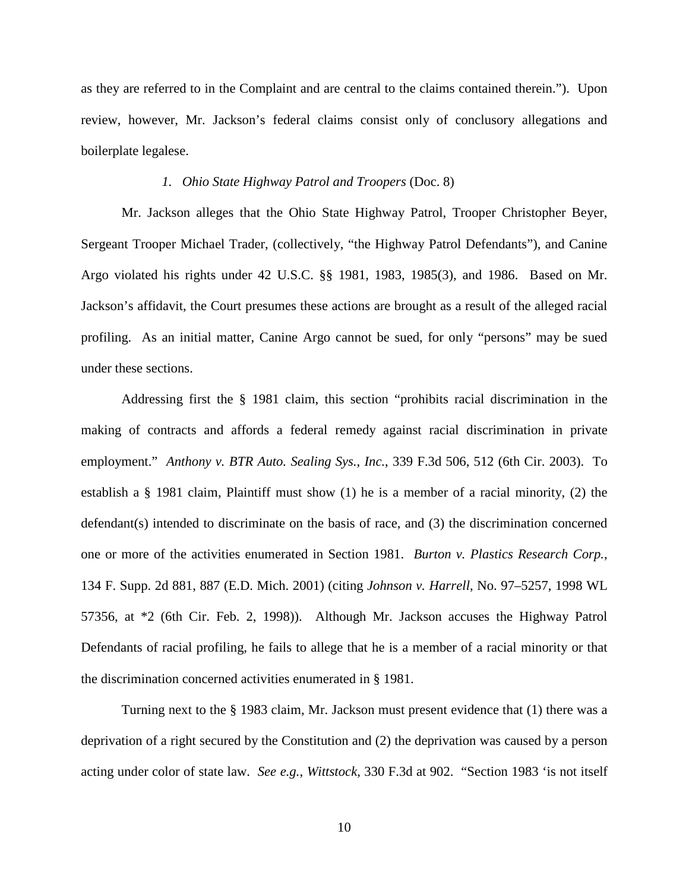as they are referred to in the Complaint and are central to the claims contained therein."). Upon review, however, Mr. Jackson's federal claims consist only of conclusory allegations and boilerplate legalese.

*1. Ohio State Highway Patrol and Troopers* (Doc. 8)

Mr. Jackson alleges that the Ohio State Highway Patrol, Trooper Christopher Beyer, Sergeant Trooper Michael Trader, (collectively, "the Highway Patrol Defendants"), and Canine Argo violated his rights under 42 U.S.C. §§ 1981, 1983, 1985(3), and 1986. Based on Mr. Jackson's affidavit, the Court presumes these actions are brought as a result of the alleged racial profiling. As an initial matter, Canine Argo cannot be sued, for only "persons" may be sued under these sections.

Addressing first the § 1981 claim, this section "prohibits racial discrimination in the making of contracts and affords a federal remedy against racial discrimination in private employment." *Anthony v. BTR Auto. Sealing Sys., Inc.*, 339 F.3d 506, 512 (6th Cir. 2003). To establish a § 1981 claim, Plaintiff must show (1) he is a member of a racial minority, (2) the defendant(s) intended to discriminate on the basis of race, and (3) the discrimination concerned one or more of the activities enumerated in Section 1981. *Burton v. Plastics Research Corp.*, 134 F. Supp. 2d 881, 887 (E.D. Mich. 2001) (citing *Johnson v. Harrell*, No. 97–5257, 1998 WL 57356, at *2 (6th Cir. Feb. 2, 1998)). Although Mr. Jackson accuses the Highway Patrol Defendants of racial profiling, he fails to allege that he is a member of a racial minority or that the discrimination concerned activities enumerated in § 1981.

Turning next to the § 1983 claim, Mr. Jackson must present evidence that (1) there was a deprivation of a right secured by the Constitution and (2) the deprivation was caused by a person acting under color of state law. *See e.g.*, *Wittstock*, 330 F.3d at 902. "Section 1983 'is not itself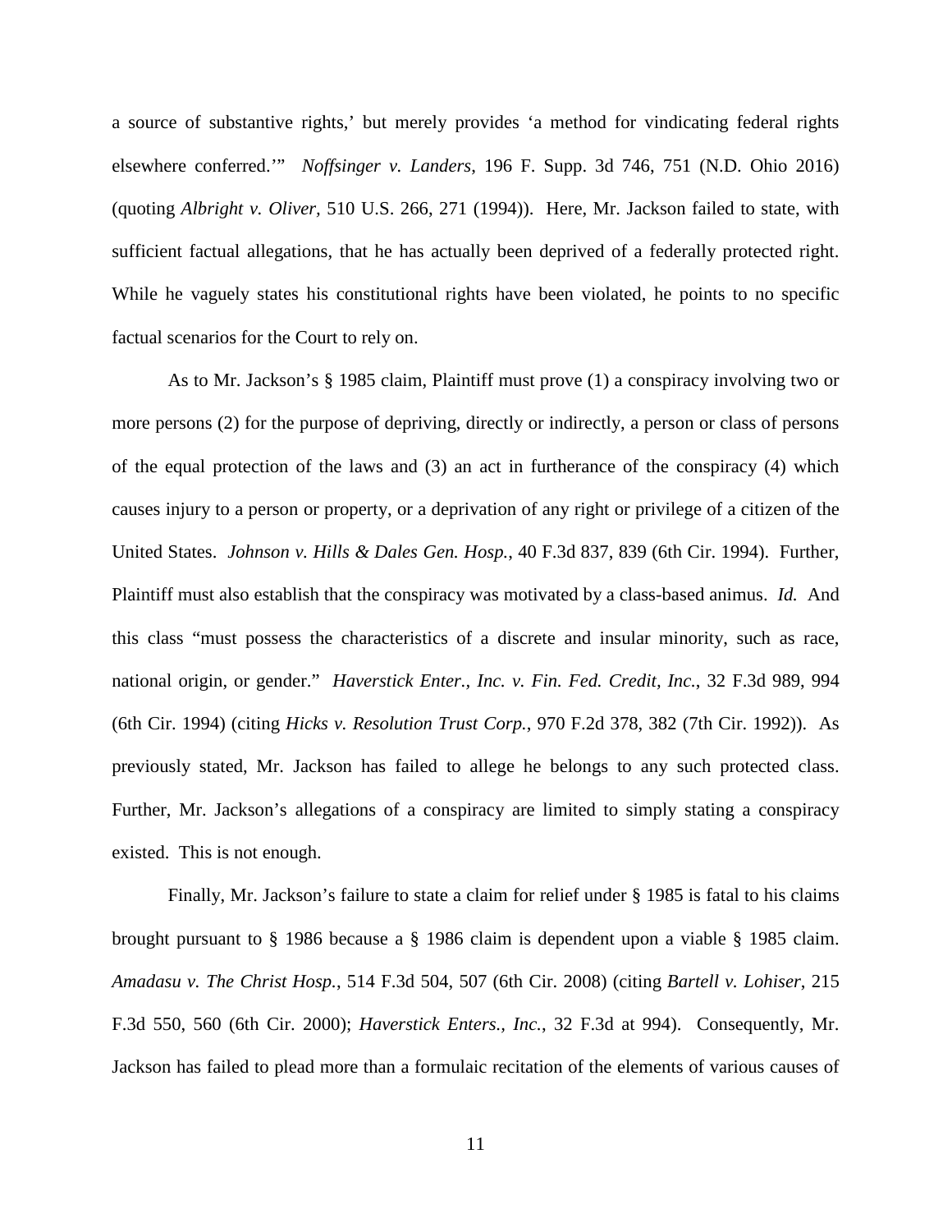a source of substantive rights,' but merely provides 'a method for vindicating federal rights elsewhere conferred.'" *Noffsinger v. Landers*, 196 F. Supp. 3d 746, 751 (N.D. Ohio 2016) (quoting *Albright v. Oliver*, 510 U.S. 266, 271 (1994)). Here, Mr. Jackson failed to state, with sufficient factual allegations, that he has actually been deprived of a federally protected right. While he vaguely states his constitutional rights have been violated, he points to no specific factual scenarios for the Court to rely on.

As to Mr. Jackson's § 1985 claim, Plaintiff must prove (1) a conspiracy involving two or more persons (2) for the purpose of depriving, directly or indirectly, a person or class of persons of the equal protection of the laws and (3) an act in furtherance of the conspiracy (4) which causes injury to a person or property, or a deprivation of any right or privilege of a citizen of the United States. *Johnson v. Hills & Dales Gen. Hosp.*, 40 F.3d 837, 839 (6th Cir. 1994). Further, Plaintiff must also establish that the conspiracy was motivated by a class-based animus. *Id.* And this class "must possess the characteristics of a discrete and insular minority, such as race, national origin, or gender." *Haverstick Enter., Inc. v. Fin. Fed. Credit, Inc.*, 32 F.3d 989, 994 (6th Cir. 1994) (citing *Hicks v. Resolution Trust Corp.*, 970 F.2d 378, 382 (7th Cir. 1992)). As previously stated, Mr. Jackson has failed to allege he belongs to any such protected class. Further, Mr. Jackson's allegations of a conspiracy are limited to simply stating a conspiracy existed. This is not enough.

Finally, Mr. Jackson's failure to state a claim for relief under § 1985 is fatal to his claims brought pursuant to § 1986 because a § 1986 claim is dependent upon a viable § 1985 claim. *Amadasu v. The Christ Hosp.*, 514 F.3d 504, 507 (6th Cir. 2008) (citing *Bartell v. Lohiser*, 215 F.3d 550, 560 (6th Cir. 2000); *Haverstick Enters., Inc.*, 32 F.3d at 994). Consequently, Mr. Jackson has failed to plead more than a formulaic recitation of the elements of various causes of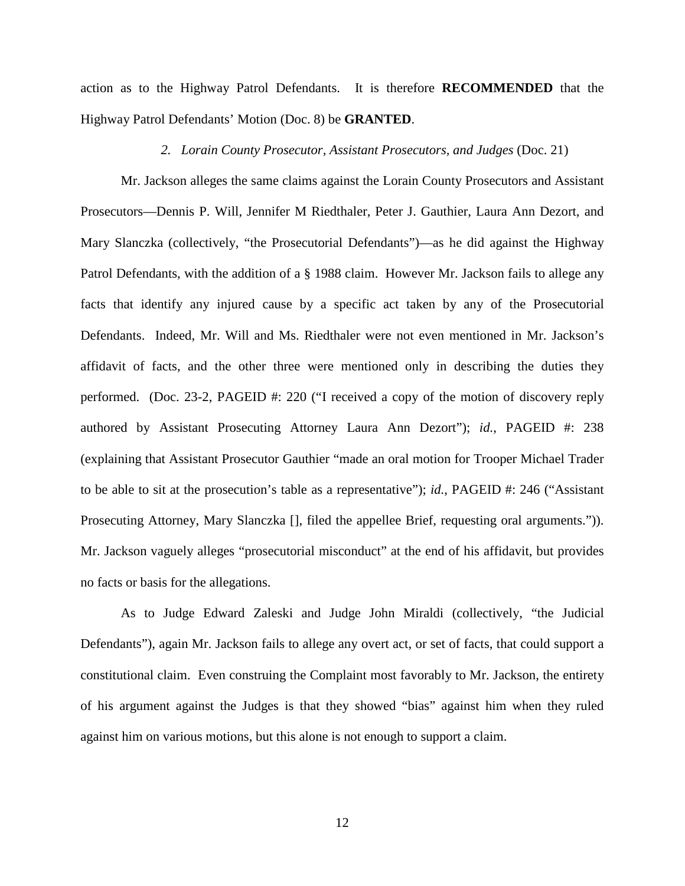action as to the Highway Patrol Defendants. It is therefore **RECOMMENDED** that the Highway Patrol Defendants' Motion (Doc. 8) be **GRANTED**.

*2. Lorain County Prosecutor, Assistant Prosecutors, and Judges* (Doc. 21)

Mr. Jackson alleges the same claims against the Lorain County Prosecutors and Assistant Prosecutors—Dennis P. Will, Jennifer M Riedthaler, Peter J. Gauthier, Laura Ann Dezort, and Mary Slanczka (collectively, "the Prosecutorial Defendants")—as he did against the Highway Patrol Defendants, with the addition of a § 1988 claim. However Mr. Jackson fails to allege any facts that identify any injured cause by a specific act taken by any of the Prosecutorial Defendants. Indeed, Mr. Will and Ms. Riedthaler were not even mentioned in Mr. Jackson's affidavit of facts, and the other three were mentioned only in describing the duties they performed. (Doc. 23-2, PAGEID #: 220 ("I received a copy of the motion of discovery reply authored by Assistant Prosecuting Attorney Laura Ann Dezort"); *id.*, PAGEID #: 238 (explaining that Assistant Prosecutor Gauthier "made an oral motion for Trooper Michael Trader to be able to sit at the prosecution's table as a representative"); *id.*, PAGEID #: 246 ("Assistant Prosecuting Attorney, Mary Slanczka [], filed the appellee Brief, requesting oral arguments.")). Mr. Jackson vaguely alleges "prosecutorial misconduct" at the end of his affidavit, but provides no facts or basis for the allegations.

As to Judge Edward Zaleski and Judge John Miraldi (collectively, "the Judicial Defendants"), again Mr. Jackson fails to allege any overt act, or set of facts, that could support a constitutional claim. Even construing the Complaint most favorably to Mr. Jackson, the entirety of his argument against the Judges is that they showed "bias" against him when they ruled against him on various motions, but this alone is not enough to support a claim.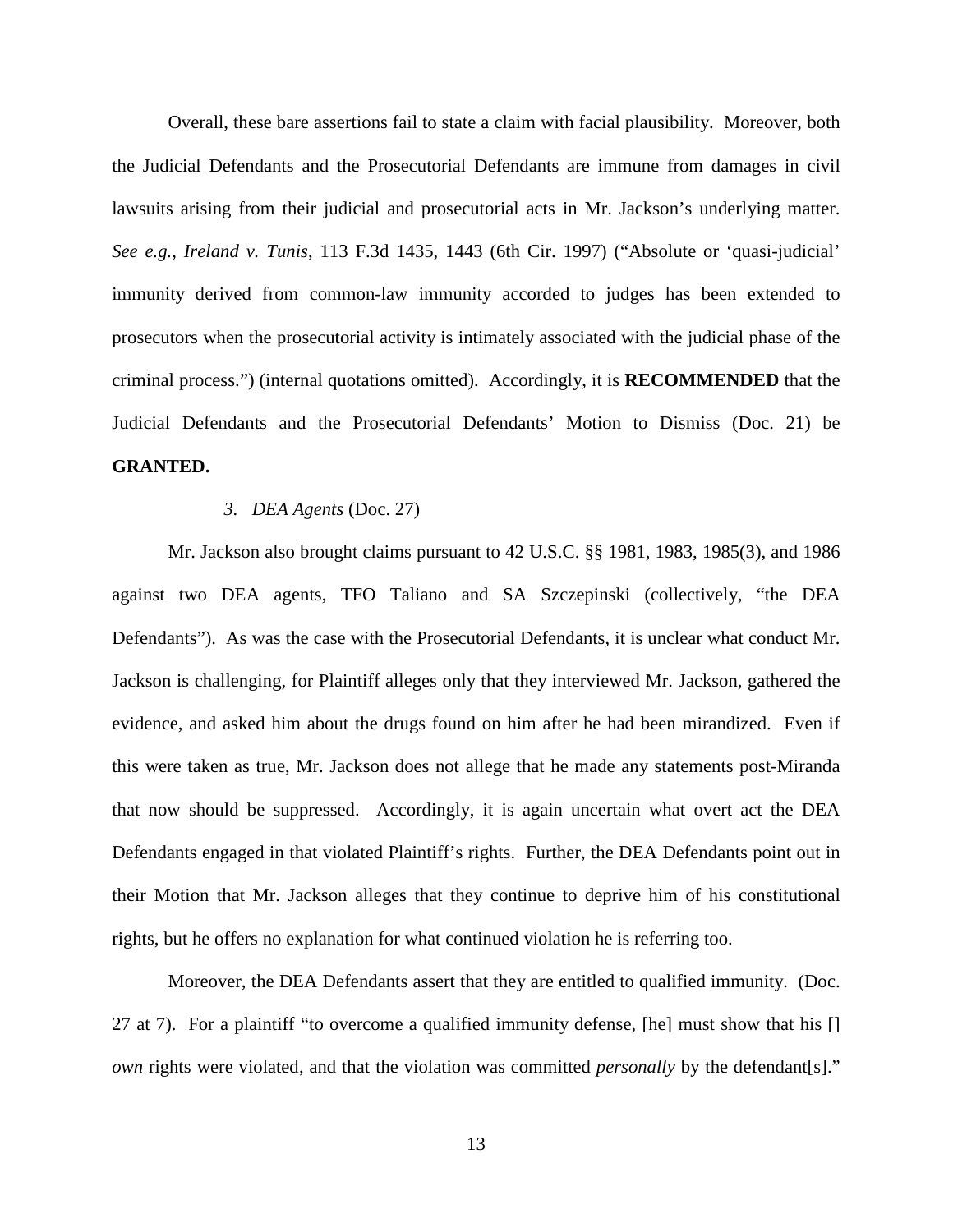Overall, these bare assertions fail to state a claim with facial plausibility. Moreover, both the Judicial Defendants and the Prosecutorial Defendants are immune from damages in civil lawsuits arising from their judicial and prosecutorial acts in Mr. Jackson's underlying matter. *See e.g.*, *Ireland v. Tunis*, 113 F.3d 1435, 1443 (6th Cir. 1997) ("Absolute or 'quasi-judicial' immunity derived from common-law immunity accorded to judges has been extended to prosecutors when the prosecutorial activity is intimately associated with the judicial phase of the criminal process.") (internal quotations omitted). Accordingly, it is **RECOMMENDED** that the Judicial Defendants and the Prosecutorial Defendants' Motion to Dismiss (Doc. 21) be **GRANTED.**

*3. DEA Agents* (Doc. 27)

Mr. Jackson also brought claims pursuant to 42 U.S.C. §§ 1981, 1983, 1985(3), and 1986 against two DEA agents, TFO Taliano and SA Szczepinski (collectively, "the DEA Defendants"). As was the case with the Prosecutorial Defendants, it is unclear what conduct Mr. Jackson is challenging, for Plaintiff alleges only that they interviewed Mr. Jackson, gathered the evidence, and asked him about the drugs found on him after he had been mirandized. Even if this were taken as true, Mr. Jackson does not allege that he made any statements post-Miranda that now should be suppressed. Accordingly, it is again uncertain what overt act the DEA Defendants engaged in that violated Plaintiff's rights. Further, the DEA Defendants point out in their Motion that Mr. Jackson alleges that they continue to deprive him of his constitutional rights, but he offers no explanation for what continued violation he is referring too.

Moreover, the DEA Defendants assert that they are entitled to qualified immunity. (Doc. 27 at 7). For a plaintiff "to overcome a qualified immunity defense, [he] must show that his [] *own* rights were violated, and that the violation was committed *personally* by the defendant[s]."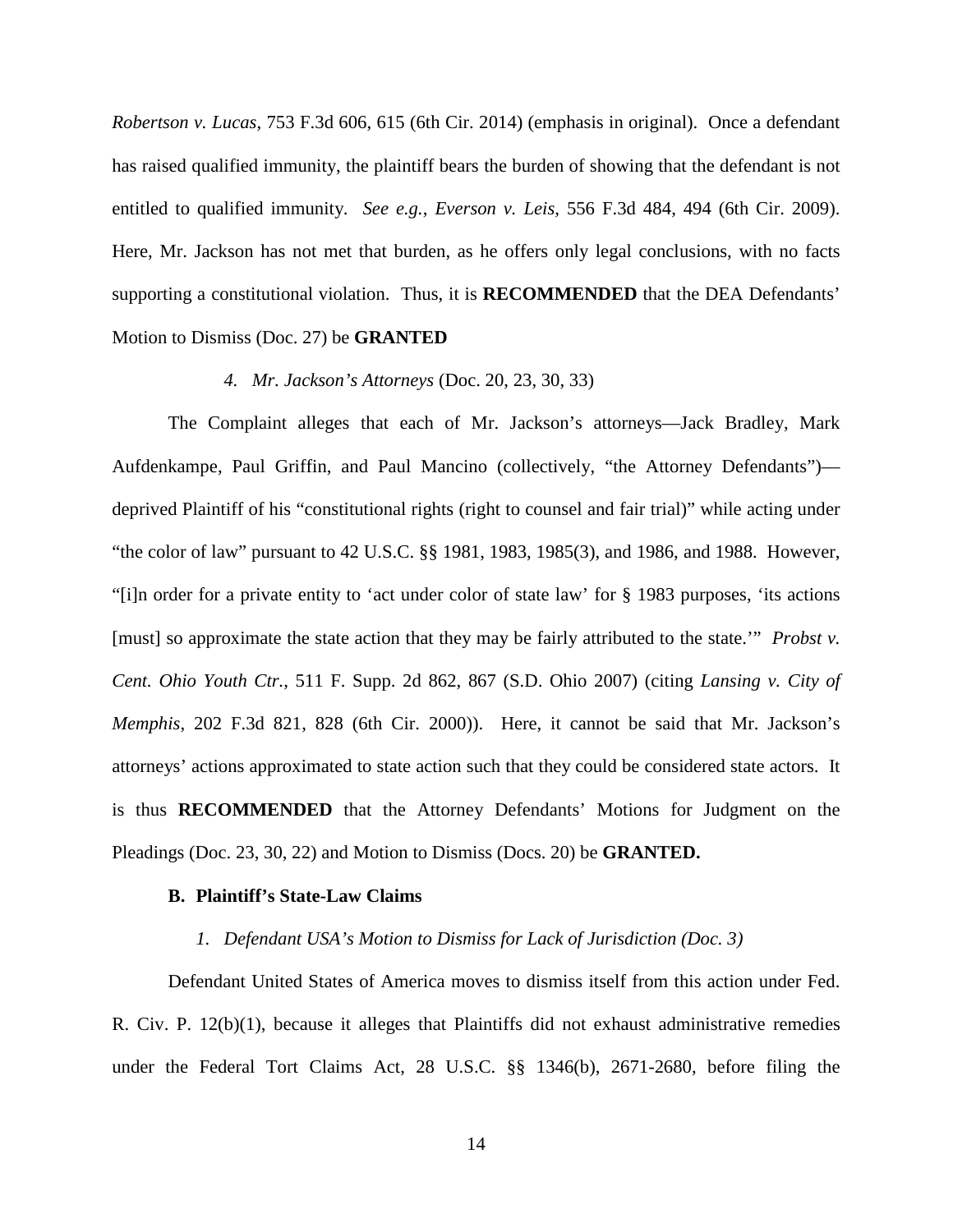*Robertson v. Lucas*, 753 F.3d 606, 615 (6th Cir. 2014) (emphasis in original). Once a defendant has raised qualified immunity, the plaintiff bears the burden of showing that the defendant is not entitled to qualified immunity. *See e.g.*, *Everson v. Leis*, 556 F.3d 484, 494 (6th Cir. 2009). Here, Mr. Jackson has not met that burden, as he offers only legal conclusions, with no facts supporting a constitutional violation. Thus, it is **RECOMMENDED** that the DEA Defendants' Motion to Dismiss (Doc. 27) be **GRANTED**

*4. Mr. Jackson's Attorneys* (Doc. 20, 23, 30, 33)

The Complaint alleges that each of Mr. Jackson's attorneys—Jack Bradley, Mark Aufdenkampe, Paul Griffin, and Paul Mancino (collectively, "the Attorney Defendants")—deprived Plaintiff of his "constitutional rights (right to counsel and fair trial)" while acting under "the color of law" pursuant to 42 U.S.C. §§ 1981, 1983, 1985(3), and 1986, and 1988. However, "[i]n order for a private entity to 'act under color of state law' for § 1983 purposes, 'its actions [must] so approximate the state action that they may be fairly attributed to the state.'" *Probst v. Cent. Ohio Youth Ctr.*, 511 F. Supp. 2d 862, 867 (S.D. Ohio 2007) (citing *Lansing v. City of Memphis*, 202 F.3d 821, 828 (6th Cir. 2000)). Here, it cannot be said that Mr. Jackson's attorneys' actions approximated to state action such that they could be considered state actors. It is thus **RECOMMENDED** that the Attorney Defendants' Motions for Judgment on the Pleadings (Doc. 23, 30, 22) and Motion to Dismiss (Docs. 20) be **GRANTED.**

**B. Plaintiff's State-Law Claims**

*1. Defendant USA's Motion to Dismiss for Lack of Jurisdiction (Doc. 3)*

Defendant United States of America moves to dismiss itself from this action under Fed. R. Civ. P. 12(b)(1), because it alleges that Plaintiffs did not exhaust administrative remedies under the Federal Tort Claims Act, 28 U.S.C. §§ 1346(b), 2671-2680, before filing the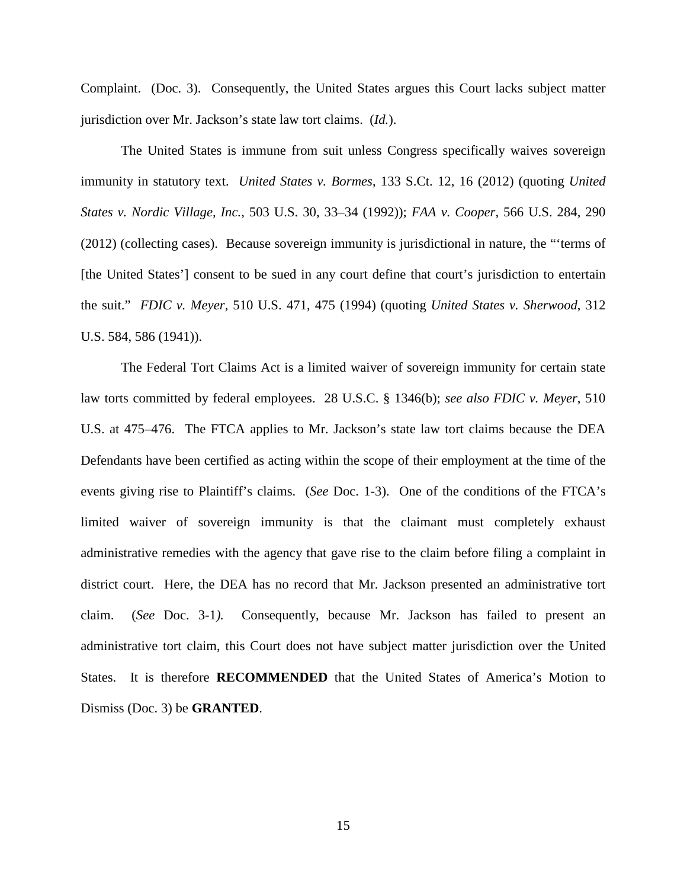Complaint. (Doc. 3). Consequently, the United States argues this Court lacks subject matter jurisdiction over Mr. Jackson's state law tort claims. (*Id.*).

The United States is immune from suit unless Congress specifically waives sovereign immunity in statutory text. *United States v. Bormes*, 133 S.Ct. 12, 16 (2012) (quoting *United States v. Nordic Village, Inc.*, 503 U.S. 30, 33–34 (1992)); *FAA v. Cooper*, 566 U.S. 284, 290 (2012) (collecting cases). Because sovereign immunity is jurisdictional in nature, the "'terms of [the United States'] consent to be sued in any court define that court's jurisdiction to entertain the suit." *FDIC v. Meyer*, 510 U.S. 471, 475 (1994) (quoting *United States v. Sherwood*, 312 U.S. 584, 586 (1941)).

The Federal Tort Claims Act is a limited waiver of sovereign immunity for certain state law torts committed by federal employees. 28 U.S.C. § 1346(b); *see also FDIC v. Meyer*, 510 U.S. at 475–476. The FTCA applies to Mr. Jackson's state law tort claims because the DEA Defendants have been certified as acting within the scope of their employment at the time of the events giving rise to Plaintiff's claims. (*See* Doc. 1-3). One of the conditions of the FTCA's limited waiver of sovereign immunity is that the claimant must completely exhaust administrative remedies with the agency that gave rise to the claim before filing a complaint in district court. Here, the DEA has no record that Mr. Jackson presented an administrative tort claim. (*See* Doc. 3-1*).* Consequently, because Mr. Jackson has failed to present an administrative tort claim, this Court does not have subject matter jurisdiction over the United States. It is therefore **RECOMMENDED** that the United States of America's Motion to Dismiss (Doc. 3) be **GRANTED**.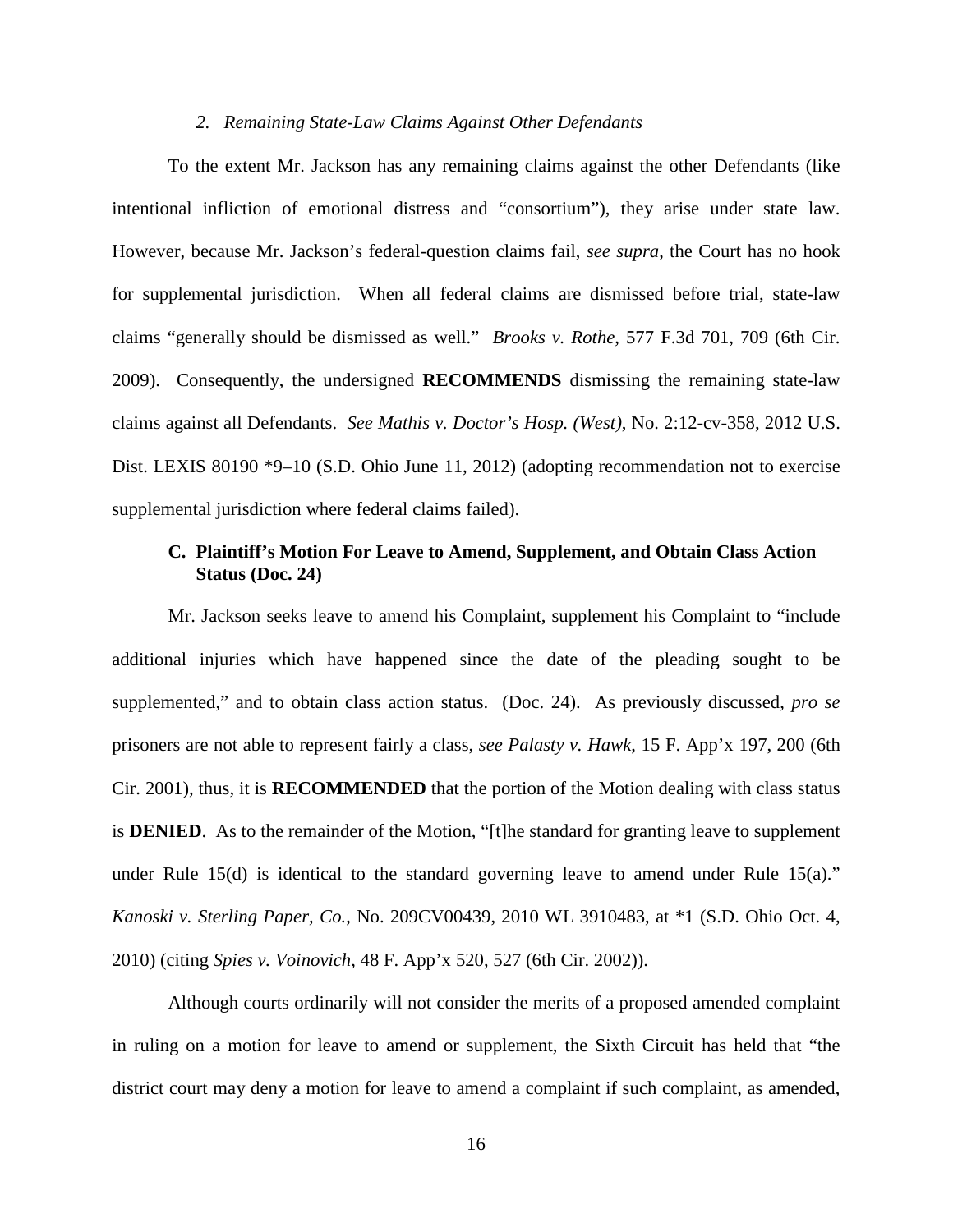### *2. Remaining State-Law Claims Against Other Defendants*

To the extent Mr. Jackson has any remaining claims against the other Defendants (like intentional infliction of emotional distress and "consortium"), they arise under state law. However, because Mr. Jackson's federal-question claims fail, *see supra*, the Court has no hook for supplemental jurisdiction. When all federal claims are dismissed before trial, state-law claims "generally should be dismissed as well." *Brooks v. Rothe*, 577 F.3d 701, 709 (6th Cir. 2009). Consequently, the undersigned **RECOMMENDS** dismissing the remaining state-law claims against all Defendants. *See Mathis v. Doctor's Hosp. (West)*, No. 2:12-cv-358, 2012 U.S. Dist. LEXIS 80190 *9–10 (S.D. Ohio June 11, 2012) (adopting recommendation not to exercise supplemental jurisdiction where federal claims failed).

## C. Plaintiff's Motion For Leave to Amend, Supplement, and Obtain Class Action Status (Doc. 24)

Mr. Jackson seeks leave to amend his Complaint, supplement his Complaint to "include additional injuries which have happened since the date of the pleading sought to be supplemented," and to obtain class action status. (Doc. 24). As previously discussed, *pro se* prisoners are not able to represent fairly a class, *see Palasty v. Hawk*, 15 F. App'x 197, 200 (6th Cir. 2001), thus, it is **RECOMMENDED** that the portion of the Motion dealing with class status is **DENIED**. As to the remainder of the Motion, "[t]he standard for granting leave to supplement under Rule 15(d) is identical to the standard governing leave to amend under Rule 15(a)." *Kanoski v. Sterling Paper, Co.*, No. 209CV00439, 2010 WL 3910483, at *1 (S.D. Ohio Oct. 4, 2010) (citing *Spies v. Voinovich*, 48 F. App'x 520, 527 (6th Cir. 2002)).

Although courts ordinarily will not consider the merits of a proposed amended complaint in ruling on a motion for leave to amend or supplement, the Sixth Circuit has held that "the district court may deny a motion for leave to amend a complaint if such complaint, as amended,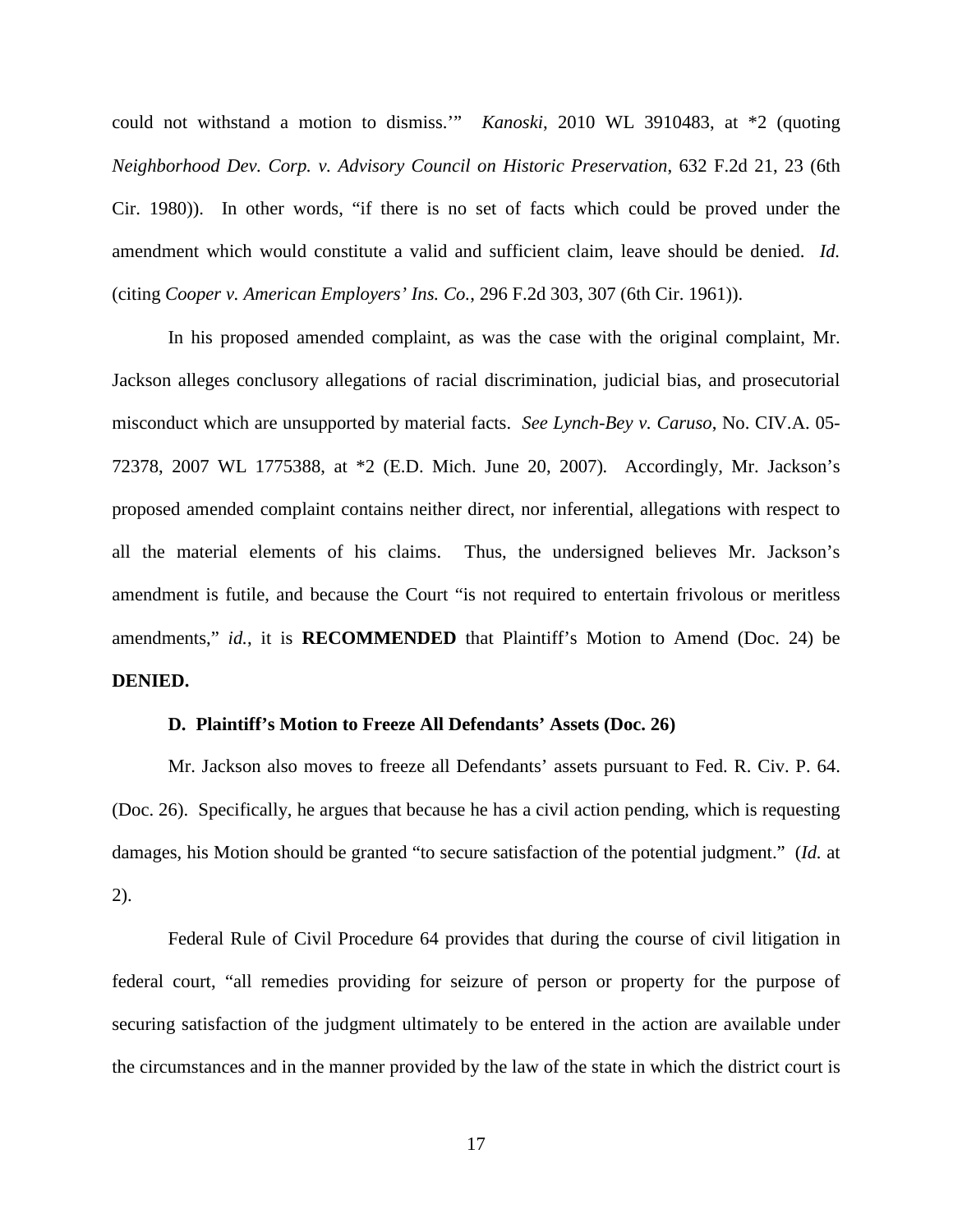could not withstand a motion to dismiss.'" *Kanoski*, 2010 WL 3910483, at *2 (quoting *Neighborhood Dev. Corp. v. Advisory Council on Historic Preservation*, 632 F.2d 21, 23 (6th Cir. 1980)). In other words, "if there is no set of facts which could be proved under the amendment which would constitute a valid and sufficient claim, leave should be denied. *Id.* (citing *Cooper v. American Employers' Ins. Co.*, 296 F.2d 303, 307 (6th Cir. 1961)).

In his proposed amended complaint, as was the case with the original complaint, Mr. Jackson alleges conclusory allegations of racial discrimination, judicial bias, and prosecutorial misconduct which are unsupported by material facts. *See Lynch-Bey v. Caruso*, No. CIV.A. 05-72378, 2007 WL 1775388, at *2 (E.D. Mich. June 20, 2007). Accordingly, Mr. Jackson's proposed amended complaint contains neither direct, nor inferential, allegations with respect to all the material elements of his claims. Thus, the undersigned believes Mr. Jackson's amendment is futile, and because the Court "is not required to entertain frivolous or meritless amendments," *id.*, it is **RECOMMENDED** that Plaintiff's Motion to Amend (Doc. 24) be **DENIED.**

### D. Plaintiff's Motion to Freeze All Defendants' Assets (Doc. 26)

Mr. Jackson also moves to freeze all Defendants' assets pursuant to Fed. R. Civ. P. 64. (Doc. 26). Specifically, he argues that because he has a civil action pending, which is requesting damages, his Motion should be granted "to secure satisfaction of the potential judgment." (*Id.* at 2).

Federal Rule of Civil Procedure 64 provides that during the course of civil litigation in federal court, "all remedies providing for seizure of person or property for the purpose of securing satisfaction of the judgment ultimately to be entered in the action are available under the circumstances and in the manner provided by the law of the state in which the district court is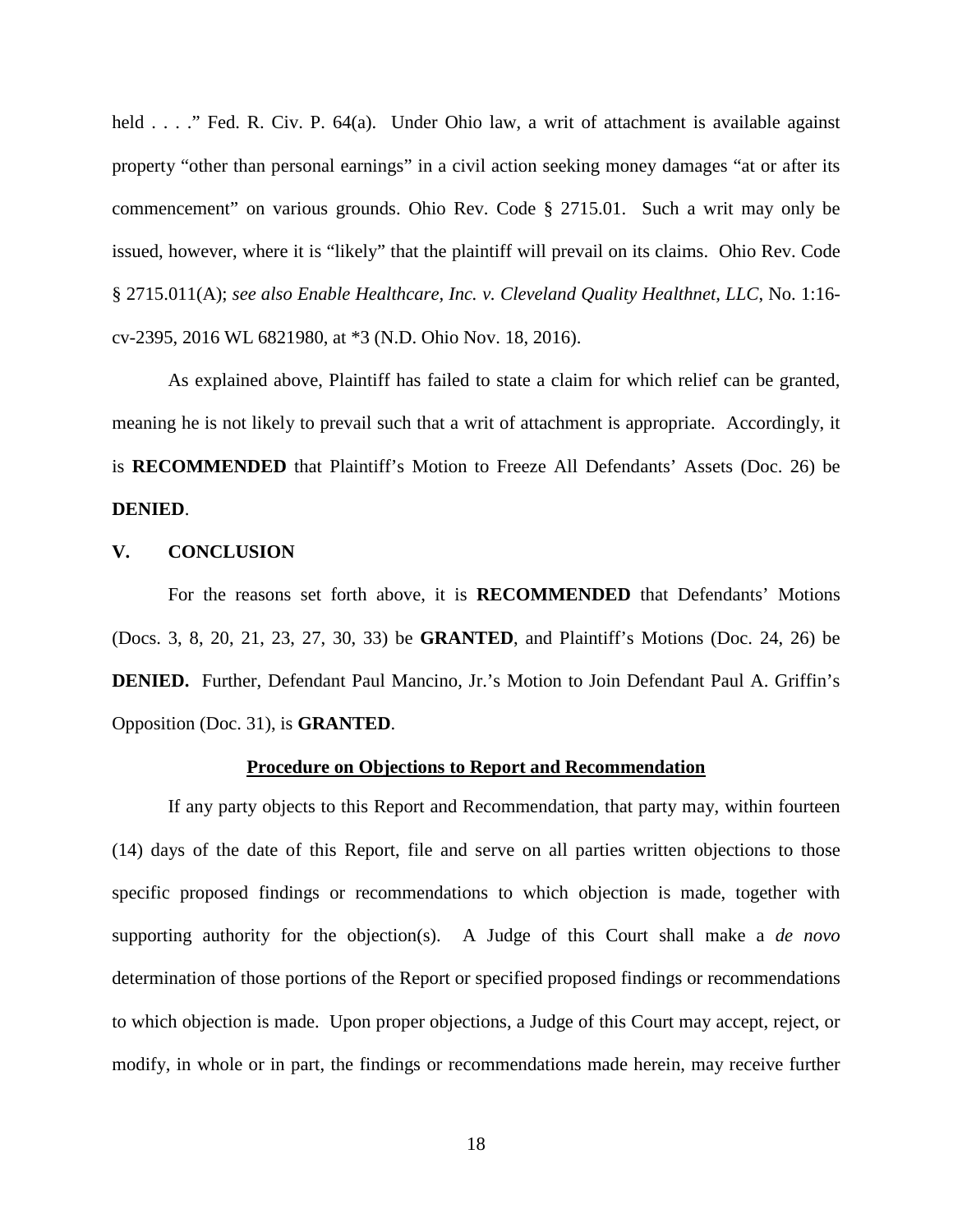held . . . ." Fed. R. Civ. P. 64(a). Under Ohio law, a writ of attachment is available against property "other than personal earnings" in a civil action seeking money damages "at or after its commencement" on various grounds. Ohio Rev. Code § 2715.01. Such a writ may only be issued, however, where it is "likely" that the plaintiff will prevail on its claims. Ohio Rev. Code § 2715.011(A); *see also Enable Healthcare, Inc. v. Cleveland Quality Healthnet, LLC*, No. 1:16-cv-2395, 2016 WL 6821980, at *3 (N.D. Ohio Nov. 18, 2016).

As explained above, Plaintiff has failed to state a claim for which relief can be granted, meaning he is not likely to prevail such that a writ of attachment is appropriate. Accordingly, it is **RECOMMENDED** that Plaintiff's Motion to Freeze All Defendants' Assets (Doc. 26) be **DENIED**.

## V. CONCLUSION

For the reasons set forth above, it is **RECOMMENDED** that Defendants' Motions (Docs. 3, 8, 20, 21, 23, 27, 30, 33) be **GRANTED**, and Plaintiff's Motions (Doc. 24, 26) be **DENIED.** Further, Defendant Paul Mancino, Jr.'s Motion to Join Defendant Paul A. Griffin's Opposition (Doc. 31), is **GRANTED**.

### Procedure on Objections to Report and Recommendation

If any party objects to this Report and Recommendation, that party may, within fourteen (14) days of the date of this Report, file and serve on all parties written objections to those specific proposed findings or recommendations to which objection is made, together with supporting authority for the objection(s). A Judge of this Court shall make a *de novo* determination of those portions of the Report or specified proposed findings or recommendations to which objection is made. Upon proper objections, a Judge of this Court may accept, reject, or modify, in whole or in part, the findings or recommendations made herein, may receive further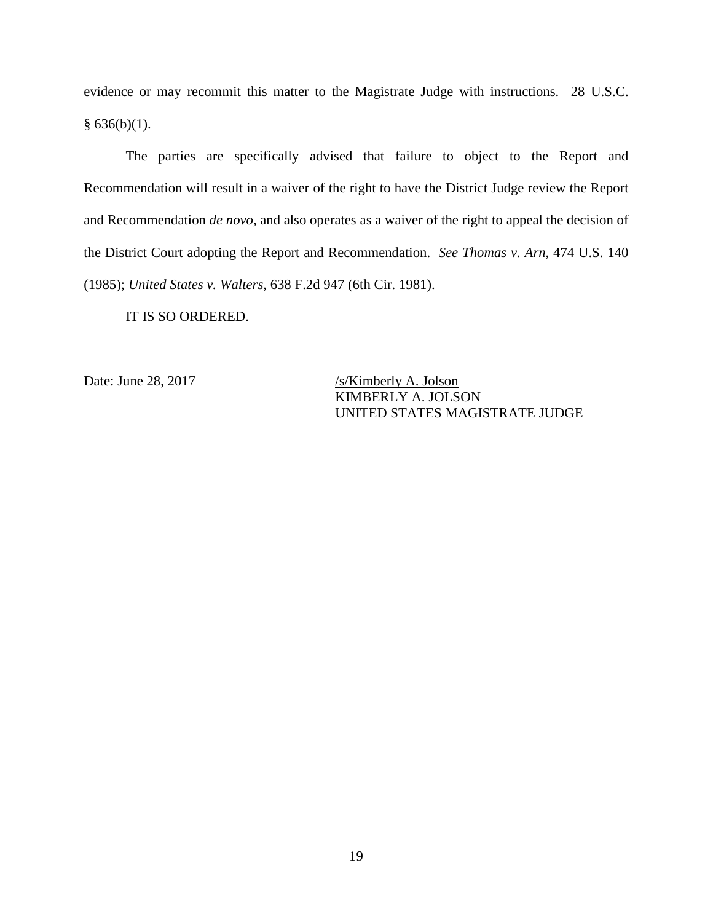evidence or may recommit this matter to the Magistrate Judge with instructions. 28 U.S.C. § 636(b)(1).

The parties are specifically advised that failure to object to the Report and Recommendation will result in a waiver of the right to have the District Judge review the Report and Recommendation *de novo*, and also operates as a waiver of the right to appeal the decision of the District Court adopting the Report and Recommendation. *See Thomas v. Arn*, 474 U.S. 140 (1985); *United States v. Walters*, 638 F.2d 947 (6th Cir. 1981).

IT IS SO ORDERED.

Date: June 28, 2017

/s/Kimberly A. Jolson
KIMBERLY A. JOLSON
UNITED STATES MAGISTRATE JUDGE